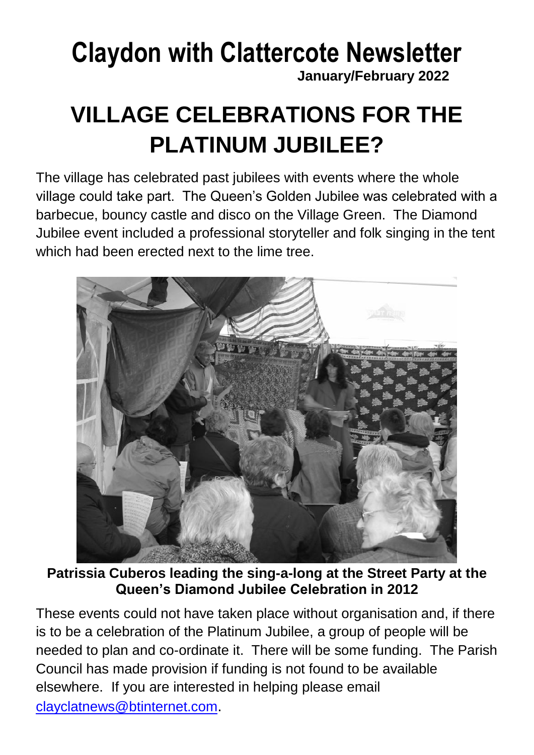# Claydon with Clattercote Newsletter

**January/February 2022**

# VILLAGE CELEBRATIONS FOR THE PLATINUM JUBILEE?

The village has celebrated past jubilees with events where the whole village could take part. The Queen's Golden Jubilee was celebrated with a barbecue, bouncy castle and disco on the Village Green. The Diamond Jubilee event included a professional storyteller and folk singing in the tent which had been erected next to the lime tree.

**Patrissia Cuberos leading the sing-a-long at the Street Party at the Queen's Diamond Jubilee Celebration in 2012**

These events could not have taken place without organisation and, if there is to be a celebration of the Platinum Jubilee, a group of people will be needed to plan and co-ordinate it. There will be some funding. The Parish Council has made provision if funding is not found to be available elsewhere. If you are interested in helping please email clayclatnews@btinternet.com.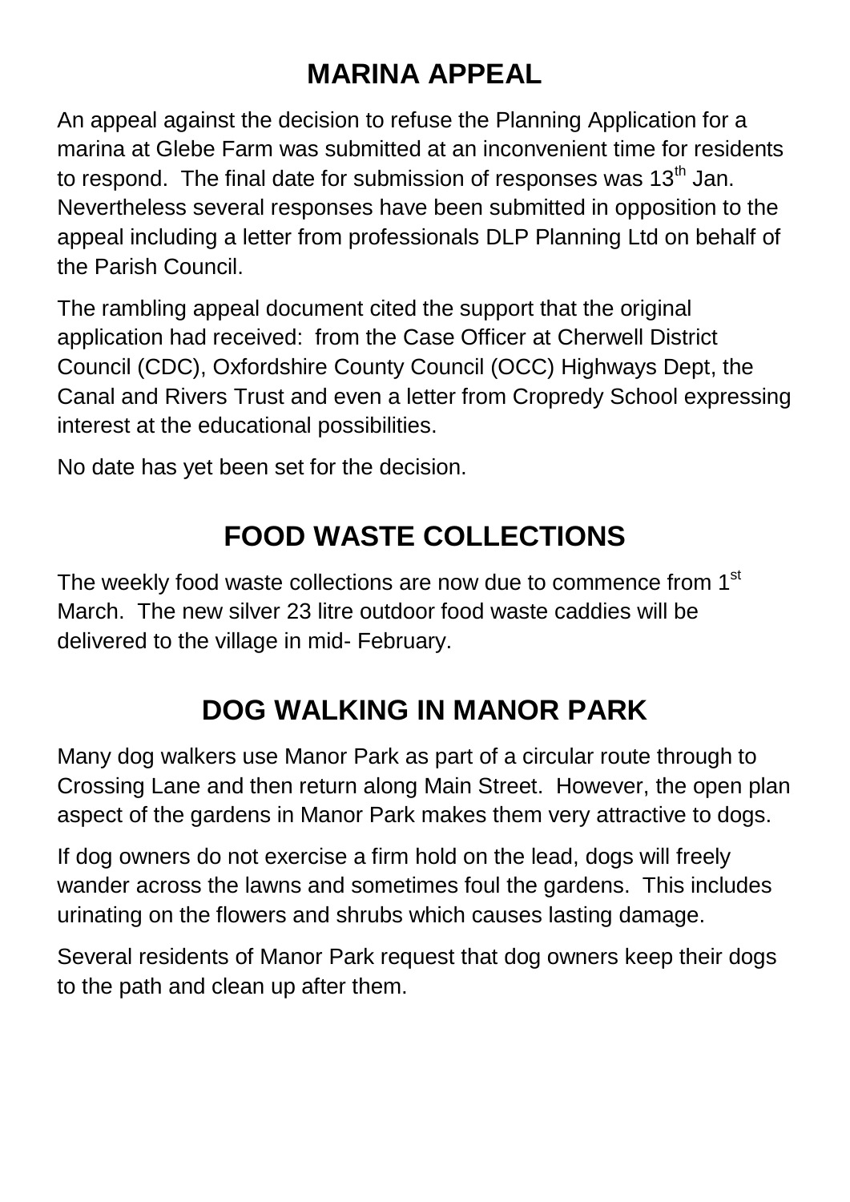## MARINA APPEAL

An appeal against the decision to refuse the Planning Application for a marina at Glebe Farm was submitted at an inconvenient time for residents to respond. The final date for submission of responses was 13th Jan. Nevertheless several responses have been submitted in opposition to the appeal including a letter from professionals DLP Planning Ltd on behalf of the Parish Council.

The rambling appeal document cited the support that the original application had received: from the Case Officer at Cherwell District Council (CDC), Oxfordshire County Council (OCC) Highways Dept, the Canal and Rivers Trust and even a letter from Cropredy School expressing interest at the educational possibilities.

No date has yet been set for the decision.

## FOOD WASTE COLLECTIONS

The weekly food waste collections are now due to commence from 1st March. The new silver 23 litre outdoor food waste caddies will be delivered to the village in mid- February.

## DOG WALKING IN MANOR PARK

Many dog walkers use Manor Park as part of a circular route through to Crossing Lane and then return along Main Street. However, the open plan aspect of the gardens in Manor Park makes them very attractive to dogs.

If dog owners do not exercise a firm hold on the lead, dogs will freely wander across the lawns and sometimes foul the gardens. This includes urinating on the flowers and shrubs which causes lasting damage.

Several residents of Manor Park request that dog owners keep their dogs to the path and clean up after them.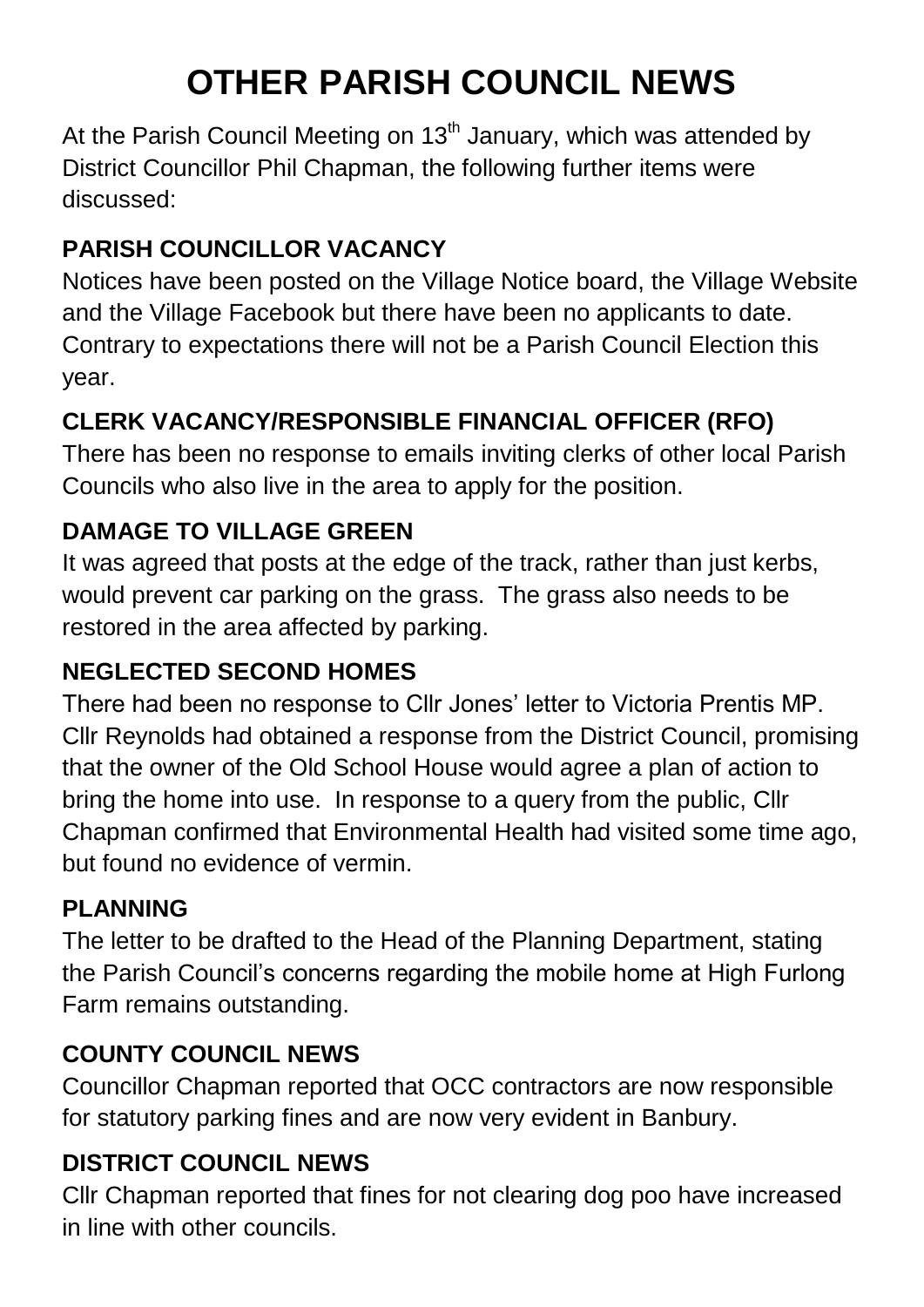# OTHER PARISH COUNCIL NEWS

At the Parish Council Meeting on 13th January, which was attended by District Councillor Phil Chapman, the following further items were discussed:

### PARISH COUNCILLOR VACANCY

Notices have been posted on the Village Notice board, the Village Website and the Village Facebook but there have been no applicants to date. Contrary to expectations there will not be a Parish Council Election this year.

### CLERK VACANCY/RESPONSIBLE FINANCIAL OFFICER (RFO)

There has been no response to emails inviting clerks of other local Parish Councils who also live in the area to apply for the position.

### DAMAGE TO VILLAGE GREEN

It was agreed that posts at the edge of the track, rather than just kerbs, would prevent car parking on the grass. The grass also needs to be restored in the area affected by parking.

### NEGLECTED SECOND HOMES

There had been no response to Cllr Jones' letter to Victoria Prentis MP. Cllr Reynolds had obtained a response from the District Council, promising that the owner of the Old School House would agree a plan of action to bring the home into use. In response to a query from the public, Cllr Chapman confirmed that Environmental Health had visited some time ago, but found no evidence of vermin.

### PLANNING

The letter to be drafted to the Head of the Planning Department, stating the Parish Council's concerns regarding the mobile home at High Furlong Farm remains outstanding.

### COUNTY COUNCIL NEWS

Councillor Chapman reported that OCC contractors are now responsible for statutory parking fines and are now very evident in Banbury.

### DISTRICT COUNCIL NEWS

Cllr Chapman reported that fines for not clearing dog poo have increased in line with other councils.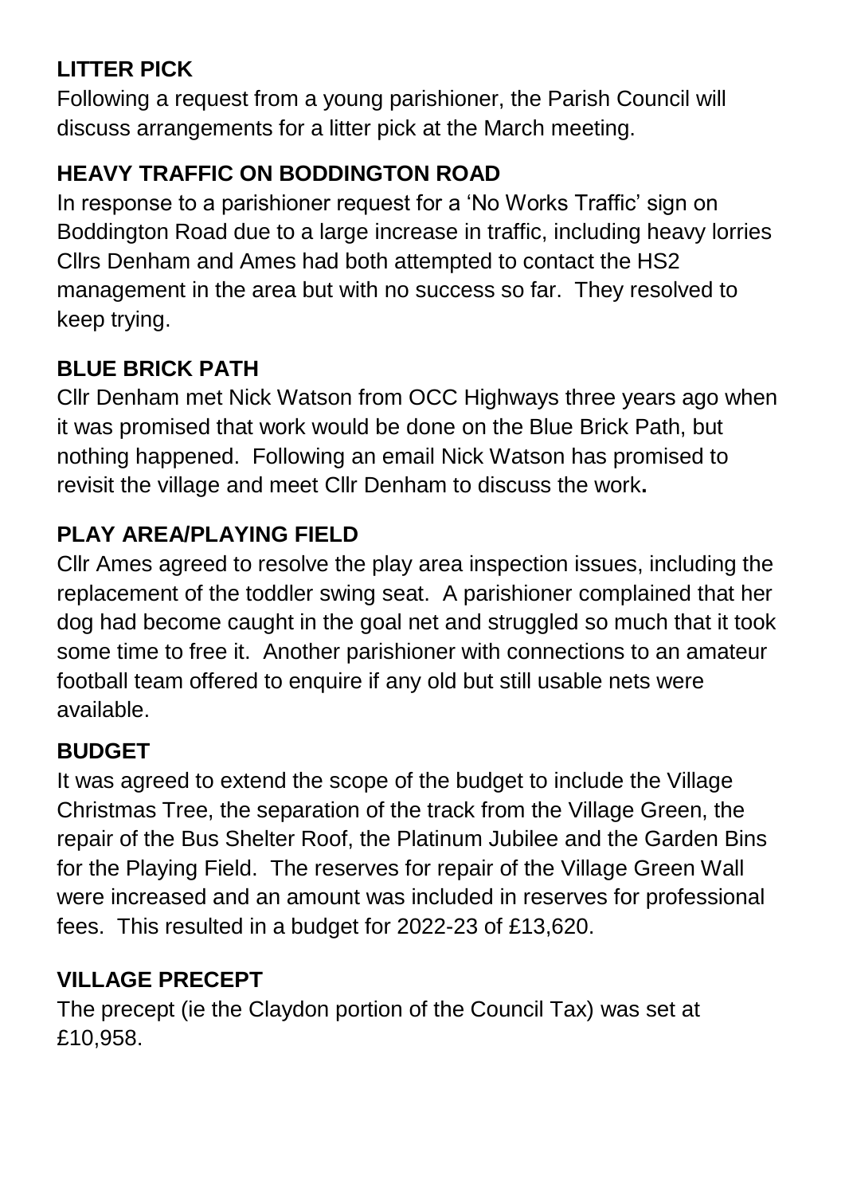## LITTER PICK

Following a request from a young parishioner, the Parish Council will discuss arrangements for a litter pick at the March meeting.

## HEAVY TRAFFIC ON BODDINGTON ROAD

In response to a parishioner request for a 'No Works Traffic' sign on Boddington Road due to a large increase in traffic, including heavy lorries Cllrs Denham and Ames had both attempted to contact the HS2 management in the area but with no success so far. They resolved to keep trying.

## BLUE BRICK PATH

Cllr Denham met Nick Watson from OCC Highways three years ago when it was promised that work would be done on the Blue Brick Path, but nothing happened. Following an email Nick Watson has promised to revisit the village and meet Cllr Denham to discuss the work**.**

## PLAY AREA/PLAYING FIELD

Cllr Ames agreed to resolve the play area inspection issues, including the replacement of the toddler swing seat. A parishioner complained that her dog had become caught in the goal net and struggled so much that it took some time to free it. Another parishioner with connections to an amateur football team offered to enquire if any old but still usable nets were available.

## BUDGET

It was agreed to extend the scope of the budget to include the Village Christmas Tree, the separation of the track from the Village Green, the repair of the Bus Shelter Roof, the Platinum Jubilee and the Garden Bins for the Playing Field. The reserves for repair of the Village Green Wall were increased and an amount was included in reserves for professional fees. This resulted in a budget for 2022-23 of £13,620.

## VILLAGE PRECEPT

The precept (ie the Claydon portion of the Council Tax) was set at £10,958.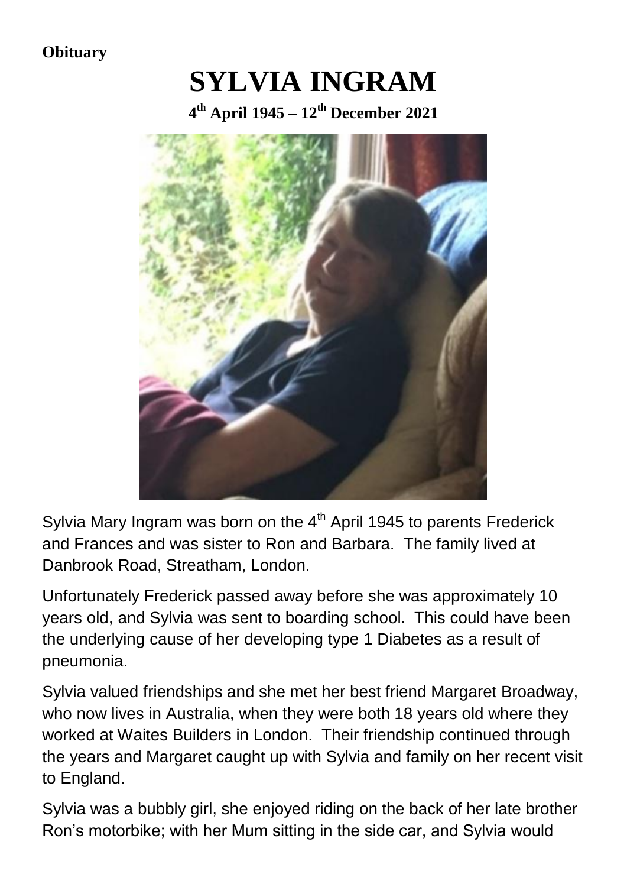**Obituary**

# SYLVIA INGRAM

### 4th April 1945 – 12th December 2021

Sylvia Mary Ingram was born on the 4th April 1945 to parents Frederick and Frances and was sister to Ron and Barbara. The family lived at Danbrook Road, Streatham, London.

Unfortunately Frederick passed away before she was approximately 10 years old, and Sylvia was sent to boarding school. This could have been the underlying cause of her developing type 1 Diabetes as a result of pneumonia.

Sylvia valued friendships and she met her best friend Margaret Broadway, who now lives in Australia, when they were both 18 years old where they worked at Waites Builders in London. Their friendship continued through the years and Margaret caught up with Sylvia and family on her recent visit to England.

Sylvia was a bubbly girl, she enjoyed riding on the back of her late brother Ron's motorbike; with her Mum sitting in the side car, and Sylvia would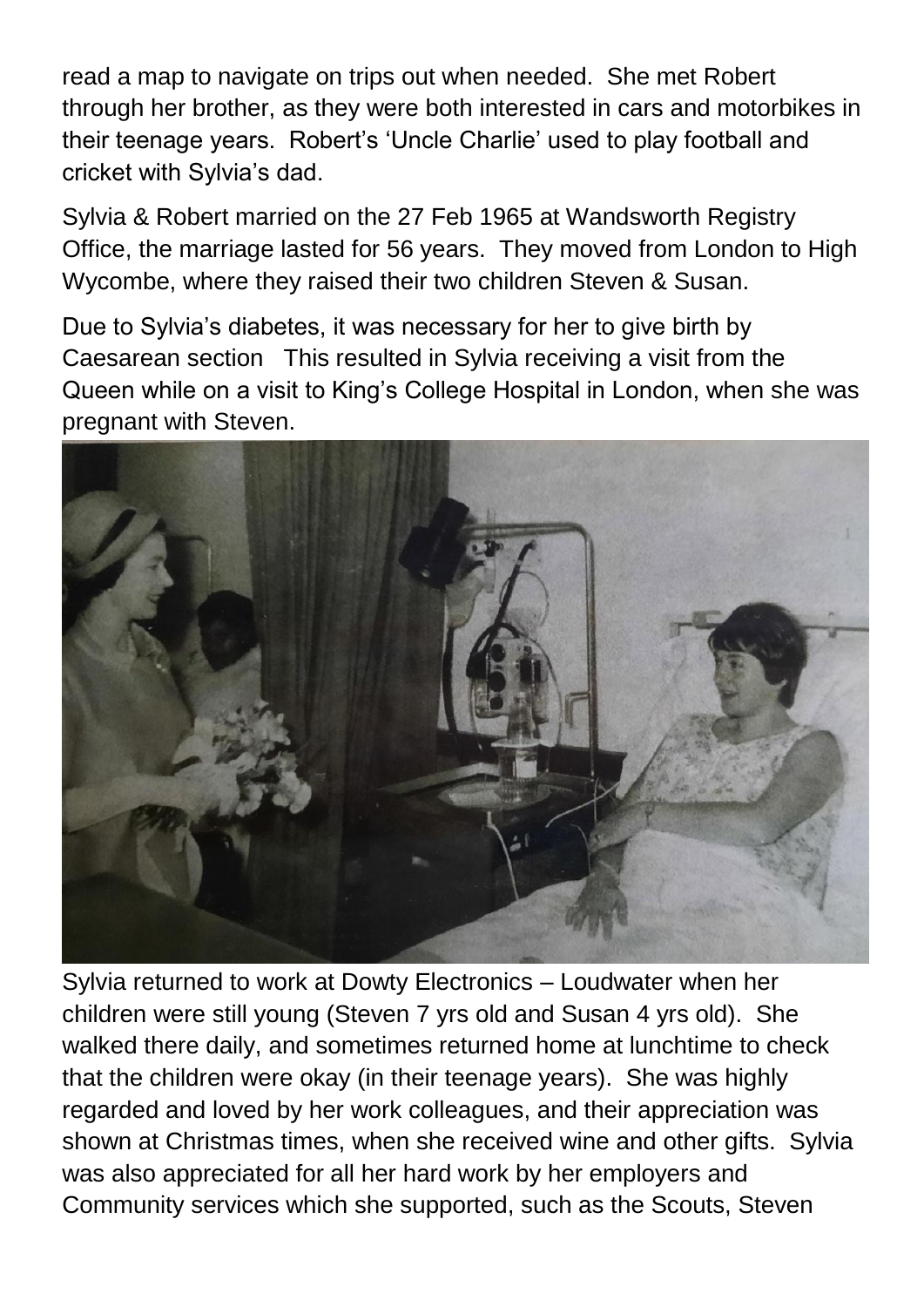read a map to navigate on trips out when needed. She met Robert through her brother, as they were both interested in cars and motorbikes in their teenage years. Robert's 'Uncle Charlie' used to play football and cricket with Sylvia's dad.

Sylvia & Robert married on the 27 Feb 1965 at Wandsworth Registry Office, the marriage lasted for 56 years. They moved from London to High Wycombe, where they raised their two children Steven & Susan.

Due to Sylvia's diabetes, it was necessary for her to give birth by Caesarean section This resulted in Sylvia receiving a visit from the Queen while on a visit to King's College Hospital in London, when she was pregnant with Steven.

Sylvia returned to work at Dowty Electronics – Loudwater when her children were still young (Steven 7 yrs old and Susan 4 yrs old). She walked there daily, and sometimes returned home at lunchtime to check that the children were okay (in their teenage years). She was highly regarded and loved by her work colleagues, and their appreciation was shown at Christmas times, when she received wine and other gifts. Sylvia was also appreciated for all her hard work by her employers and Community services which she supported, such as the Scouts, Steven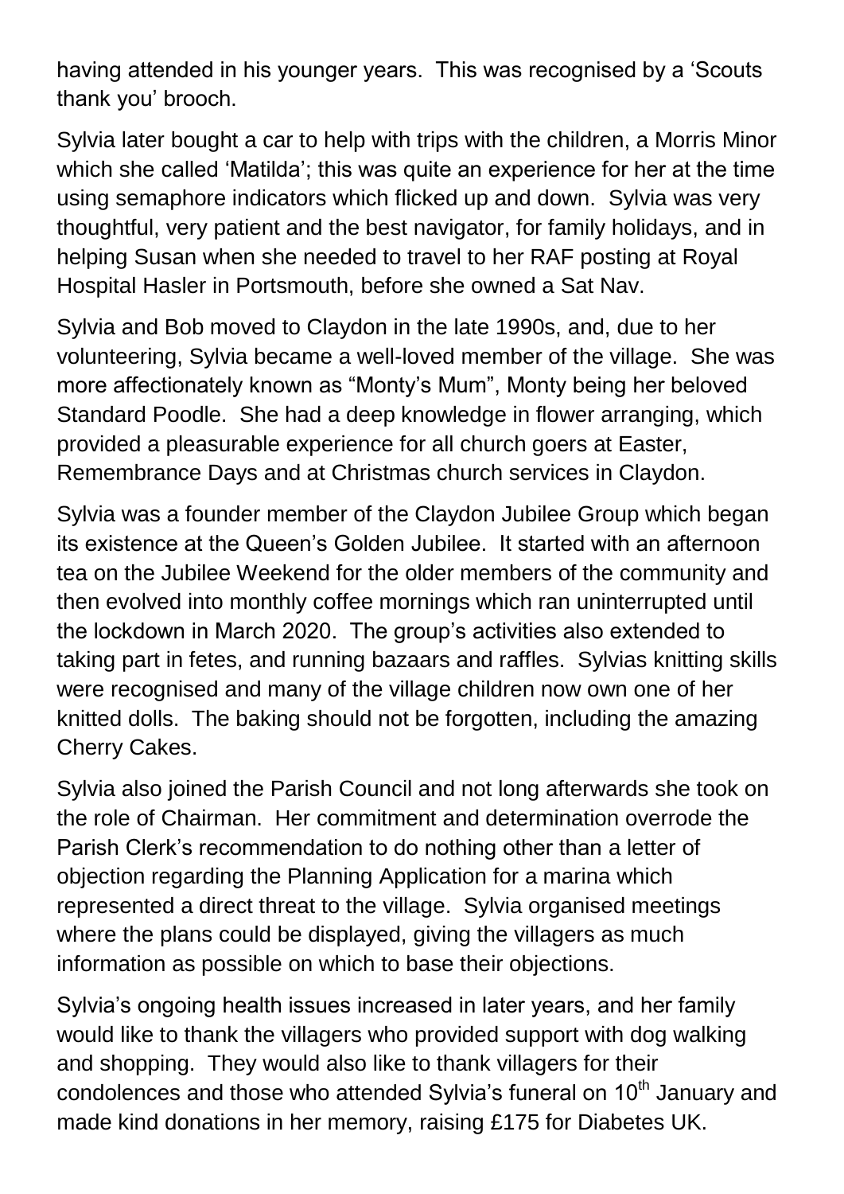having attended in his younger years. This was recognised by a 'Scouts thank you' brooch.

Sylvia later bought a car to help with trips with the children, a Morris Minor which she called 'Matilda'; this was quite an experience for her at the time using semaphore indicators which flicked up and down. Sylvia was very thoughtful, very patient and the best navigator, for family holidays, and in helping Susan when she needed to travel to her RAF posting at Royal Hospital Hasler in Portsmouth, before she owned a Sat Nav.

Sylvia and Bob moved to Claydon in the late 1990s, and, due to her volunteering, Sylvia became a well-loved member of the village. She was more affectionately known as "Monty's Mum", Monty being her beloved Standard Poodle. She had a deep knowledge in flower arranging, which provided a pleasurable experience for all church goers at Easter, Remembrance Days and at Christmas church services in Claydon.

Sylvia was a founder member of the Claydon Jubilee Group which began its existence at the Queen's Golden Jubilee. It started with an afternoon tea on the Jubilee Weekend for the older members of the community and then evolved into monthly coffee mornings which ran uninterrupted until the lockdown in March 2020. The group's activities also extended to taking part in fetes, and running bazaars and raffles. Sylvias knitting skills were recognised and many of the village children now own one of her knitted dolls. The baking should not be forgotten, including the amazing Cherry Cakes.

Sylvia also joined the Parish Council and not long afterwards she took on the role of Chairman. Her commitment and determination overrode the Parish Clerk's recommendation to do nothing other than a letter of objection regarding the Planning Application for a marina which represented a direct threat to the village. Sylvia organised meetings where the plans could be displayed, giving the villagers as much information as possible on which to base their objections.

Sylvia's ongoing health issues increased in later years, and her family would like to thank the villagers who provided support with dog walking and shopping. They would also like to thank villagers for their condolences and those who attended Sylvia's funeral on 10th January and made kind donations in her memory, raising £175 for Diabetes UK.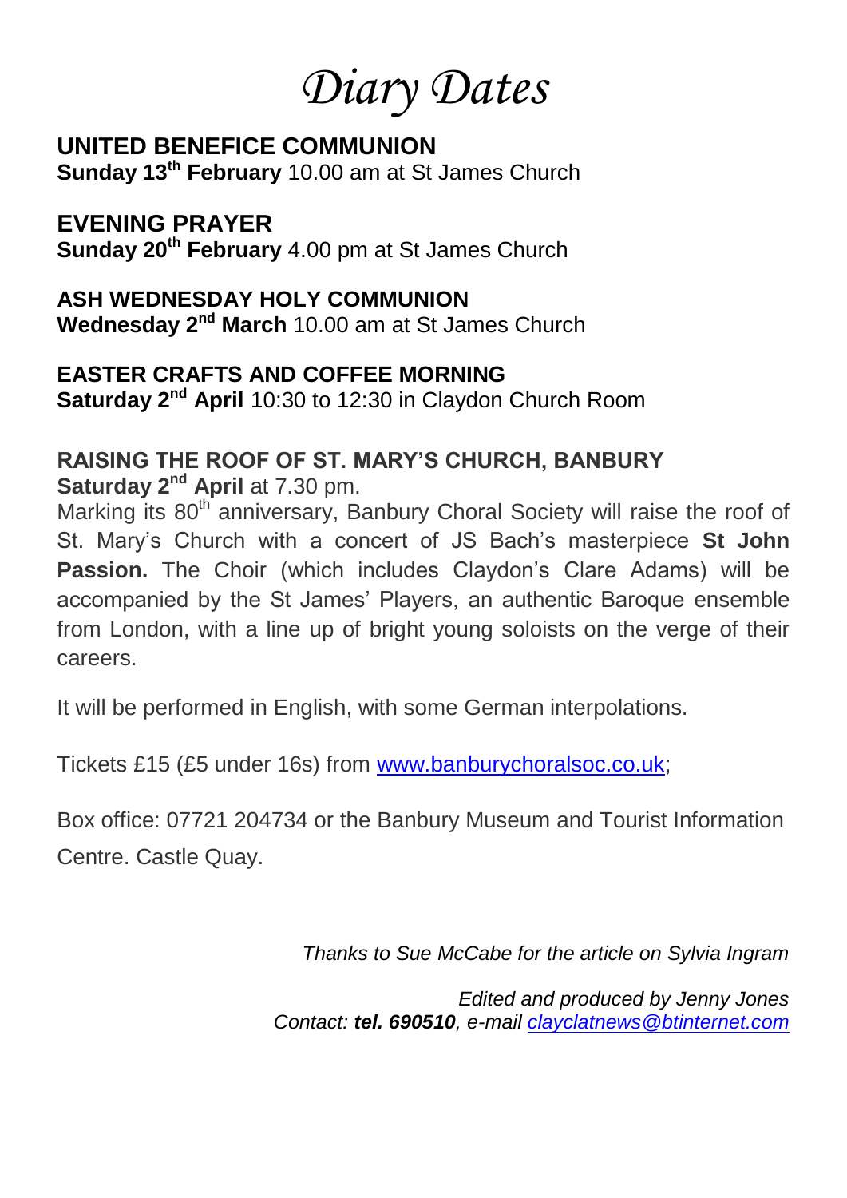# *Diary Dates*

**UNITED BENEFICE COMMUNION**
**Sunday 13th February** 10.00 am at St James Church

**EVENING PRAYER**
**Sunday 20th February** 4.00 pm at St James Church

**ASH WEDNESDAY HOLY COMMUNION**
**Wednesday 2nd March** 10.00 am at St James Church

**EASTER CRAFTS AND COFFEE MORNING**
**Saturday 2nd April** 10:30 to 12:30 in Claydon Church Room

**RAISING THE ROOF OF ST. MARY'S CHURCH, BANBURY**
**Saturday 2nd April** at 7.30 pm.
Marking its 80th anniversary, Banbury Choral Society will raise the roof of St. Mary's Church with a concert of JS Bach's masterpiece **St John Passion.** The Choir (which includes Claydon's Clare Adams) will be accompanied by the St James' Players, an authentic Baroque ensemble from London, with a line up of bright young soloists on the verge of their careers.

It will be performed in English, with some German interpolations.

Tickets £15 (£5 under 16s) from [www.banburychoralsoc.co.uk](http://www.banburychoralsoc.co.uk);

Box office: 07721 204734 or the Banbury Museum and Tourist Information Centre. Castle Quay.

*Thanks to Sue McCabe for the article on Sylvia Ingram*

*Edited and produced by Jenny Jones*
*Contact: **tel. 690510**, e-mail [clayclatnews@btinternet.com](mailto:clayclatnews@btinternet.com)*